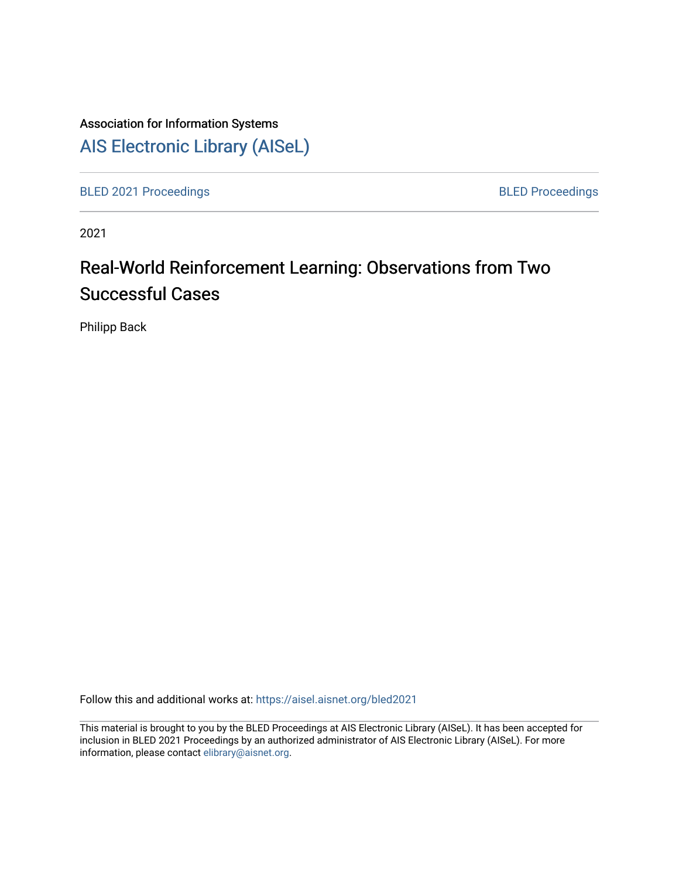Association for Information Systems

# AIS Electronic Library (AISeL)

BLED 2021 Proceedings

BLED Proceedings

2021

# Real-World Reinforcement Learning: Observations from Two Successful Cases

Philipp Back

Follow this and additional works at: https://aisel.aisnet.org/bled2021

This material is brought to you by the BLED Proceedings at AIS Electronic Library (AISeL). It has been accepted for inclusion in BLED 2021 Proceedings by an authorized administrator of AIS Electronic Library (AISeL). For more information, please contact elibrary@aisnet.org.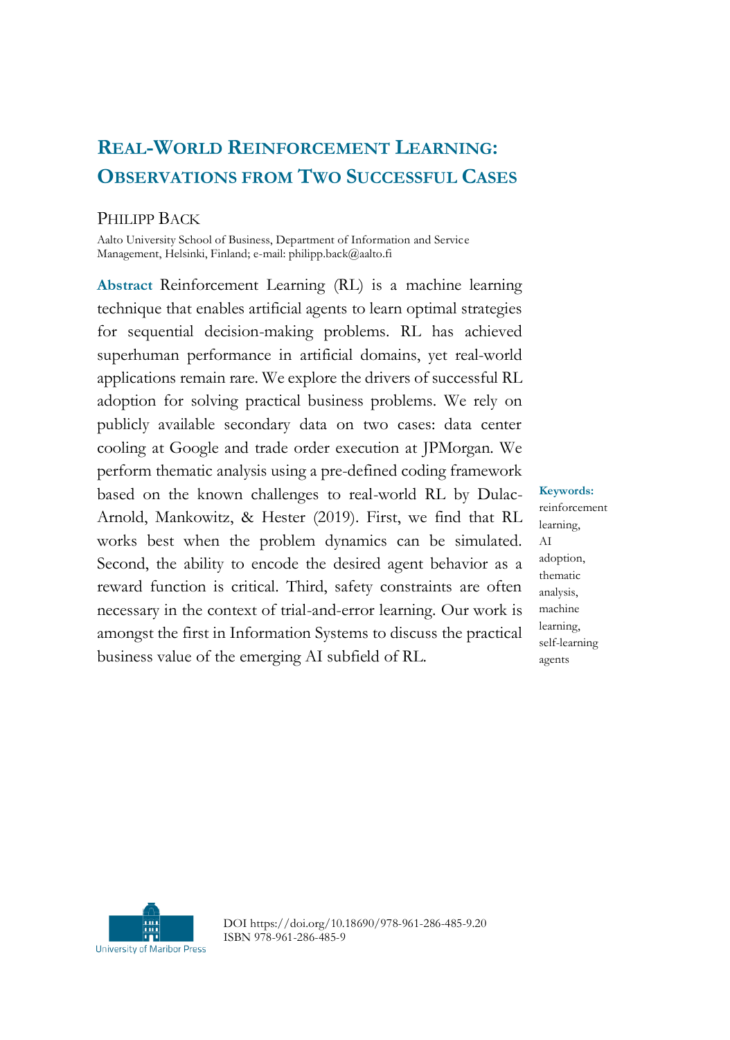# Real-World Reinforcement Learning: Observations from Two Successful Cases

Philipp Back

Aalto University School of Business, Department of Information and Service Management, Helsinki, Finland; e-mail: philipp.back@aalto.fi

**Abstract** Reinforcement Learning (RL) is a machine learning technique that enables artificial agents to learn optimal strategies for sequential decision-making problems. RL has achieved superhuman performance in artificial domains, yet real-world applications remain rare. We explore the drivers of successful RL adoption for solving practical business problems. We rely on publicly available secondary data on two cases: data center cooling at Google and trade order execution at JPMorgan. We perform thematic analysis using a pre-defined coding framework based on the known challenges to real-world RL by Dulac-Arnold, Mankowitz, & Hester (2019). First, we find that RL works best when the problem dynamics can be simulated. Second, the ability to encode the desired agent behavior as a reward function is critical. Third, safety constraints are often necessary in the context of trial-and-error learning. Our work is amongst the first in Information Systems to discuss the practical business value of the emerging AI subfield of RL.

**Keywords:** reinforcement learning, AI adoption, thematic analysis, machine learning, self-learning agents

DOI https://doi.org/10.18690/978-961-286-485-9.20
ISBN 978-961-286-485-9

University of Maribor Press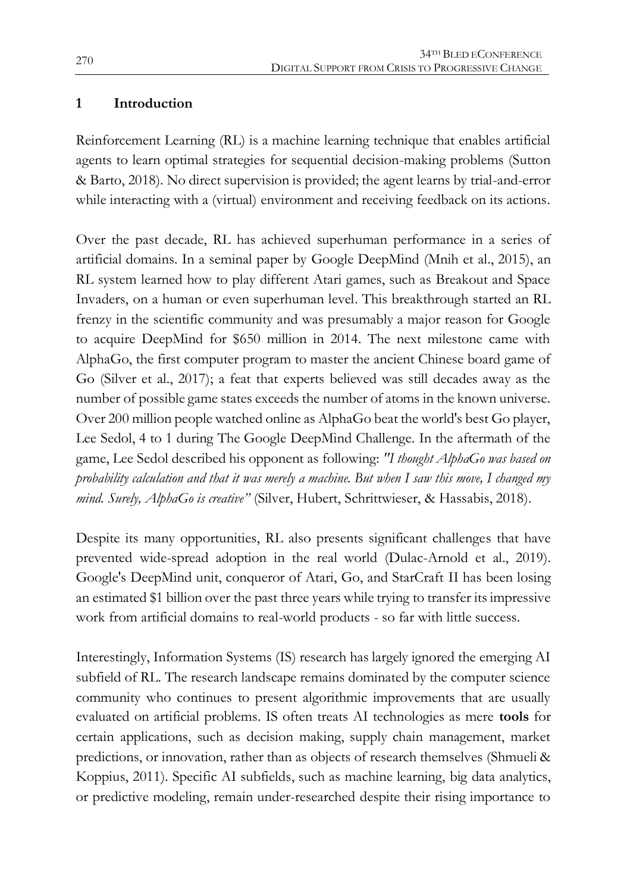## 1 Introduction

Reinforcement Learning (RL) is a machine learning technique that enables artificial agents to learn optimal strategies for sequential decision-making problems (Sutton & Barto, 2018). No direct supervision is provided; the agent learns by trial-and-error while interacting with a (virtual) environment and receiving feedback on its actions.

Over the past decade, RL has achieved superhuman performance in a series of artificial domains. In a seminal paper by Google DeepMind (Mnih et al., 2015), an RL system learned how to play different Atari games, such as Breakout and Space Invaders, on a human or even superhuman level. This breakthrough started an RL frenzy in the scientific community and was presumably a major reason for Google to acquire DeepMind for $650 million in 2014. The next milestone came with AlphaGo, the first computer program to master the ancient Chinese board game of Go (Silver et al., 2017); a feat that experts believed was still decades away as the number of possible game states exceeds the number of atoms in the known universe. Over 200 million people watched online as AlphaGo beat the world's best Go player, Lee Sedol, 4 to 1 during The Google DeepMind Challenge. In the aftermath of the game, Lee Sedol described his opponent as following: *"I thought AlphaGo was based on probability calculation and that it was merely a machine. But when I saw this move, I changed my mind. Surely, AlphaGo is creative"* (Silver, Hubert, Schrittwieser, & Hassabis, 2018).

Despite its many opportunities, RL also presents significant challenges that have prevented wide-spread adoption in the real world (Dulac-Arnold et al., 2019). Google's DeepMind unit, conqueror of Atari, Go, and StarCraft II has been losing an estimated $1 billion over the past three years while trying to transfer its impressive work from artificial domains to real-world products - so far with little success.

Interestingly, Information Systems (IS) research has largely ignored the emerging AI subfield of RL. The research landscape remains dominated by the computer science community who continues to present algorithmic improvements that are usually evaluated on artificial problems. IS often treats AI technologies as mere **tools** for certain applications, such as decision making, supply chain management, market predictions, or innovation, rather than as objects of research themselves (Shmueli & Koppius, 2011). Specific AI subfields, such as machine learning, big data analytics, or predictive modeling, remain under-researched despite their rising importance to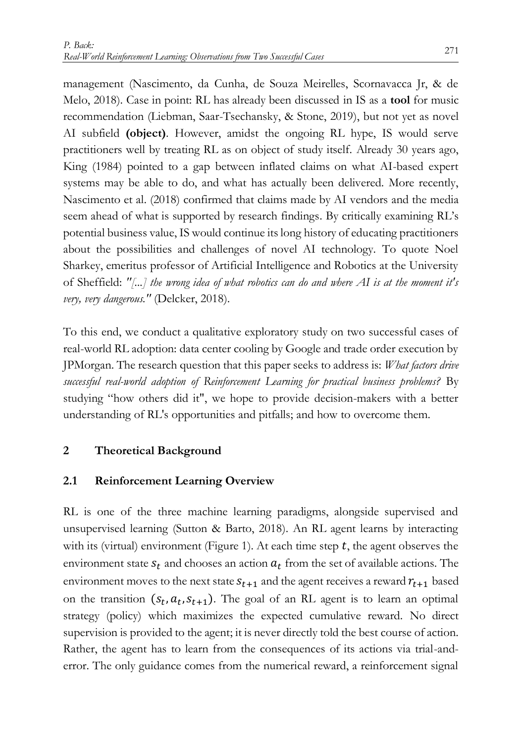management (Nascimento, da Cunha, de Souza Meirelles, Scornavacca Jr, & de Melo, 2018). Case in point: RL has already been discussed in IS as a **tool** for music recommendation (Liebman, Saar-Tsechansky, & Stone, 2019), but not yet as novel AI subfield **(object)**. However, amidst the ongoing RL hype, IS would serve practitioners well by treating RL as on object of study itself. Already 30 years ago, King (1984) pointed to a gap between inflated claims on what AI-based expert systems may be able to do, and what has actually been delivered. More recently, Nascimento et al. (2018) confirmed that claims made by AI vendors and the media seem ahead of what is supported by research findings. By critically examining RL's potential business value, IS would continue its long history of educating practitioners about the possibilities and challenges of novel AI technology. To quote Noel Sharkey, emeritus professor of Artificial Intelligence and Robotics at the University of Sheffield: *"[...] the wrong idea of what robotics can do and where AI is at the moment it's very, very dangerous."* (Delcker, 2018).

To this end, we conduct a qualitative exploratory study on two successful cases of real-world RL adoption: data center cooling by Google and trade order execution by JPMorgan. The research question that this paper seeks to address is: *What factors drive successful real-world adoption of Reinforcement Learning for practical business problems?* By studying "how others did it", we hope to provide decision-makers with a better understanding of RL's opportunities and pitfalls; and how to overcome them.

## 2 Theoretical Background

### 2.1 Reinforcement Learning Overview

RL is one of the three machine learning paradigms, alongside supervised and unsupervised learning (Sutton & Barto, 2018). An RL agent learns by interacting with its (virtual) environment (Figure 1). At each time step $t$, the agent observes the environment state $s_t$ and chooses an action $a_t$ from the set of available actions. The environment moves to the next state $s_{t+1}$ and the agent receives a reward $r_{t+1}$ based on the transition $(s_t, a_t, s_{t+1})$. The goal of an RL agent is to learn an optimal strategy (policy) which maximizes the expected cumulative reward. No direct supervision is provided to the agent; it is never directly told the best course of action. Rather, the agent has to learn from the consequences of its actions via trial-and-error. The only guidance comes from the numerical reward, a reinforcement signal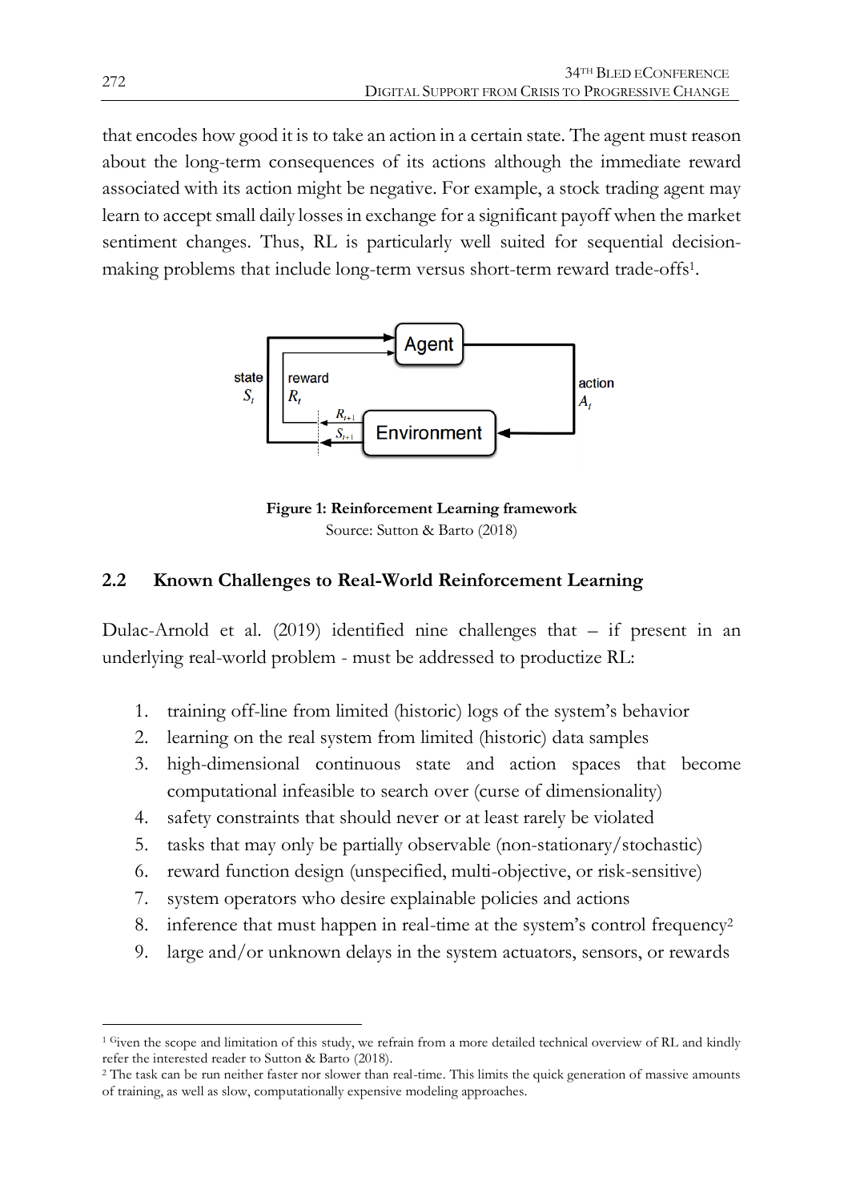that encodes how good it is to take an action in a certain state. The agent must reason about the long-term consequences of its actions although the immediate reward associated with its action might be negative. For example, a stock trading agent may learn to accept small daily losses in exchange for a significant payoff when the market sentiment changes. Thus, RL is particularly well suited for sequential decision-making problems that include long-term versus short-term reward trade-offs[1].

**Figure 1: Reinforcement Learning framework**
Source: Sutton & Barto (2018)

## 2.2 Known Challenges to Real-World Reinforcement Learning

Dulac-Arnold et al. (2019) identified nine challenges that – if present in an underlying real-world problem - must be addressed to productize RL:

1. training off-line from limited (historic) logs of the system's behavior
2. learning on the real system from limited (historic) data samples
3. high-dimensional continuous state and action spaces that become computational infeasible to search over (curse of dimensionality)
4. safety constraints that should never or at least rarely be violated
5. tasks that may only be partially observable (non-stationary/stochastic)
6. reward function design (unspecified, multi-objective, or risk-sensitive)
7. system operators who desire explainable policies and actions
8. inference that must happen in real-time at the system's control frequency[2]
9. large and/or unknown delays in the system actuators, sensors, or rewards

---

[1] Given the scope and limitation of this study, we refrain from a more detailed technical overview of RL and kindly refer the interested reader to Sutton & Barto (2018).

[2] The task can be run neither faster nor slower than real-time. This limits the quick generation of massive amounts of training, as well as slow, computationally expensive modeling approaches.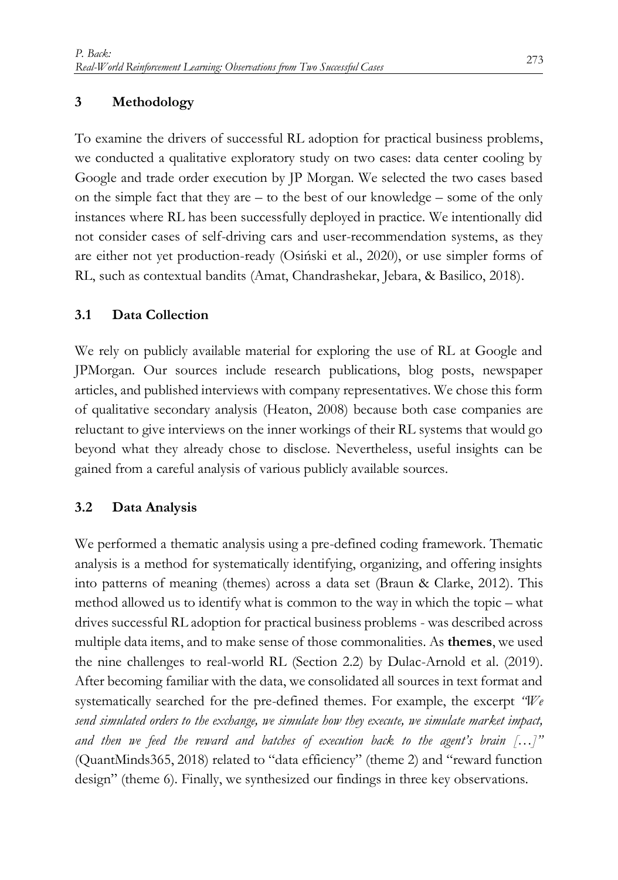## 3 Methodology

To examine the drivers of successful RL adoption for practical business problems, we conducted a qualitative exploratory study on two cases: data center cooling by Google and trade order execution by JP Morgan. We selected the two cases based on the simple fact that they are – to the best of our knowledge – some of the only instances where RL has been successfully deployed in practice. We intentionally did not consider cases of self-driving cars and user-recommendation systems, as they are either not yet production-ready (Osiński et al., 2020), or use simpler forms of RL, such as contextual bandits (Amat, Chandrashekar, Jebara, & Basilico, 2018).

### 3.1 Data Collection

We rely on publicly available material for exploring the use of RL at Google and JPMorgan. Our sources include research publications, blog posts, newspaper articles, and published interviews with company representatives. We chose this form of qualitative secondary analysis (Heaton, 2008) because both case companies are reluctant to give interviews on the inner workings of their RL systems that would go beyond what they already chose to disclose. Nevertheless, useful insights can be gained from a careful analysis of various publicly available sources.

### 3.2 Data Analysis

We performed a thematic analysis using a pre-defined coding framework. Thematic analysis is a method for systematically identifying, organizing, and offering insights into patterns of meaning (themes) across a data set (Braun & Clarke, 2012). This method allowed us to identify what is common to the way in which the topic – what drives successful RL adoption for practical business problems - was described across multiple data items, and to make sense of those commonalities. As **themes**, we used the nine challenges to real-world RL (Section 2.2) by Dulac-Arnold et al. (2019). After becoming familiar with the data, we consolidated all sources in text format and systematically searched for the pre-defined themes. For example, the excerpt *"We send simulated orders to the exchange, we simulate how they execute, we simulate market impact, and then we feed the reward and batches of execution back to the agent's brain […]"* (QuantMinds365, 2018) related to "data efficiency" (theme 2) and "reward function design" (theme 6). Finally, we synthesized our findings in three key observations.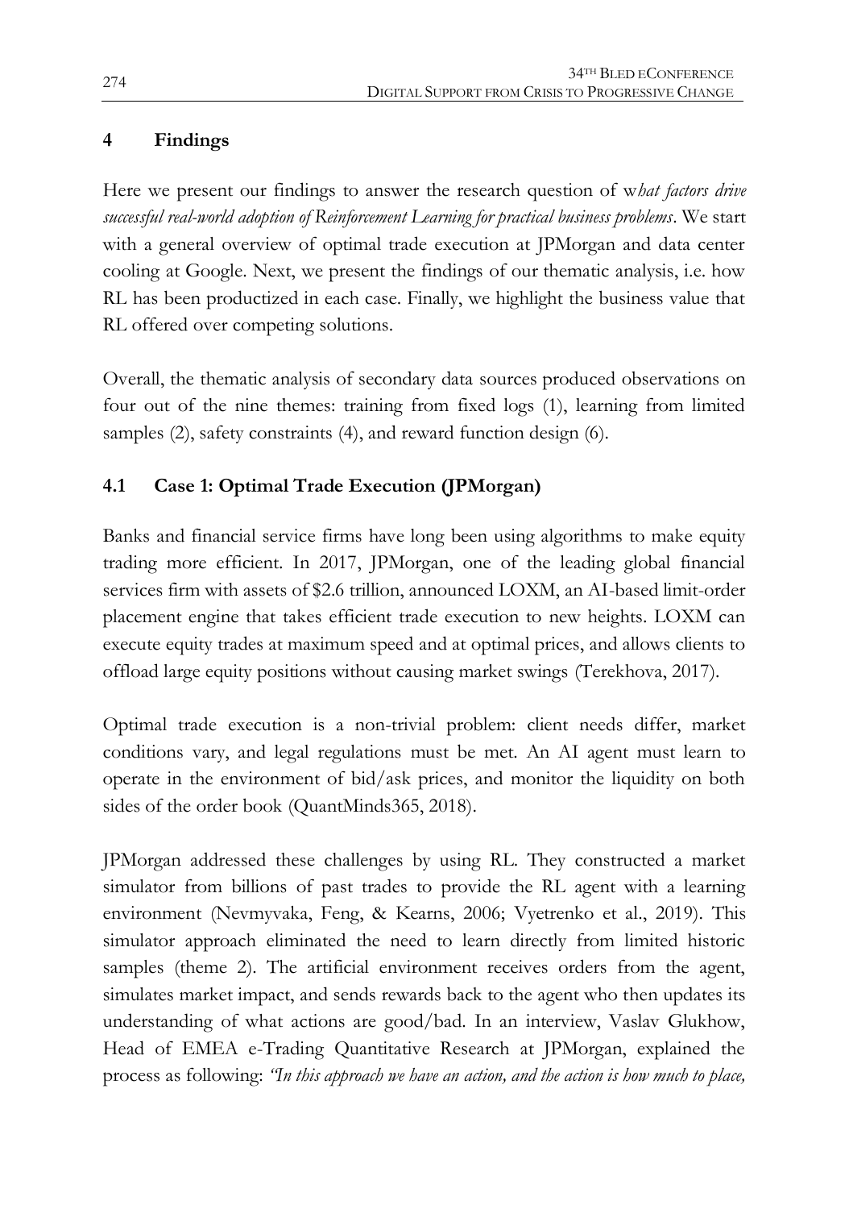## 4 Findings

Here we present our findings to answer the research question of w*hat factors drive successful real-world adoption of Reinforcement Learning for practical business problems*. We start with a general overview of optimal trade execution at JPMorgan and data center cooling at Google. Next, we present the findings of our thematic analysis, i.e. how RL has been productized in each case. Finally, we highlight the business value that RL offered over competing solutions.

Overall, the thematic analysis of secondary data sources produced observations on four out of the nine themes: training from fixed logs (1), learning from limited samples (2), safety constraints (4), and reward function design (6).

### 4.1 Case 1: Optimal Trade Execution (JPMorgan)

Banks and financial service firms have long been using algorithms to make equity trading more efficient. In 2017, JPMorgan, one of the leading global financial services firm with assets of $2.6 trillion, announced LOXM, an AI-based limit-order placement engine that takes efficient trade execution to new heights. LOXM can execute equity trades at maximum speed and at optimal prices, and allows clients to offload large equity positions without causing market swings (Terekhova, 2017).

Optimal trade execution is a non-trivial problem: client needs differ, market conditions vary, and legal regulations must be met. An AI agent must learn to operate in the environment of bid/ask prices, and monitor the liquidity on both sides of the order book (QuantMinds365, 2018).

JPMorgan addressed these challenges by using RL. They constructed a market simulator from billions of past trades to provide the RL agent with a learning environment (Nevmyvaka, Feng, & Kearns, 2006; Vyetrenko et al., 2019). This simulator approach eliminated the need to learn directly from limited historic samples (theme 2). The artificial environment receives orders from the agent, simulates market impact, and sends rewards back to the agent who then updates its understanding of what actions are good/bad. In an interview, Vaslav Glukhow, Head of EMEA e-Trading Quantitative Research at JPMorgan, explained the process as following: *"In this approach we have an action, and the action is how much to place,*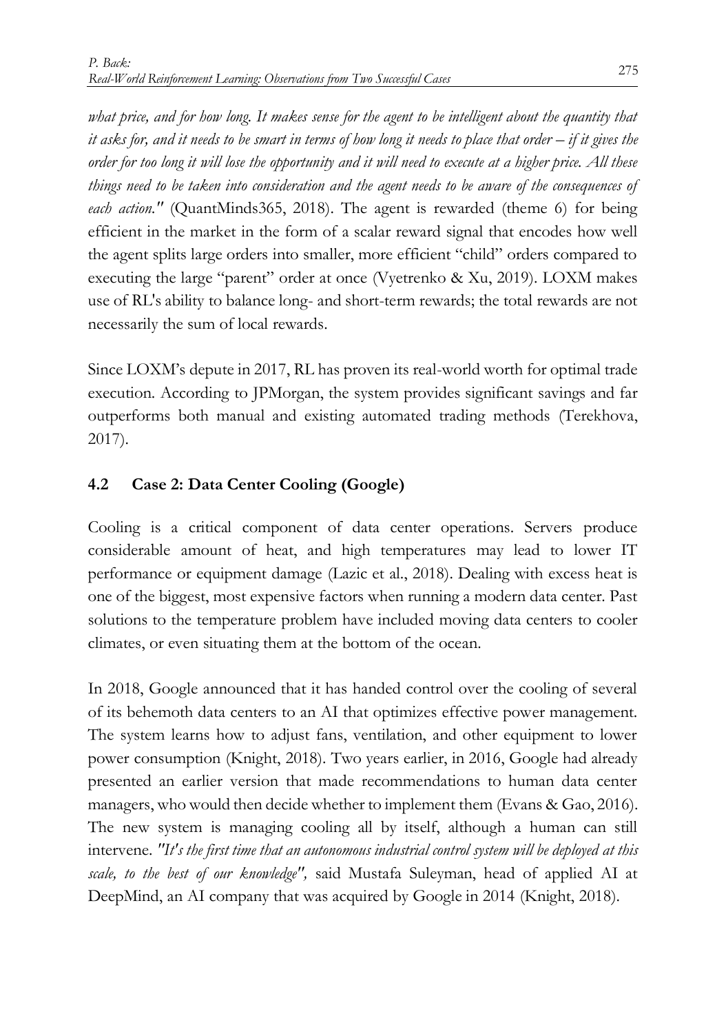*what price, and for how long. It makes sense for the agent to be intelligent about the quantity that it asks for, and it needs to be smart in terms of how long it needs to place that order – if it gives the order for too long it will lose the opportunity and it will need to execute at a higher price. All these things need to be taken into consideration and the agent needs to be aware of the consequences of each action."* (QuantMinds365, 2018). The agent is rewarded (theme 6) for being efficient in the market in the form of a scalar reward signal that encodes how well the agent splits large orders into smaller, more efficient "child" orders compared to executing the large "parent" order at once (Vyetrenko & Xu, 2019). LOXM makes use of RL's ability to balance long- and short-term rewards; the total rewards are not necessarily the sum of local rewards.

Since LOXM's depute in 2017, RL has proven its real-world worth for optimal trade execution. According to JPMorgan, the system provides significant savings and far outperforms both manual and existing automated trading methods (Terekhova, 2017).

### 4.2 Case 2: Data Center Cooling (Google)

Cooling is a critical component of data center operations. Servers produce considerable amount of heat, and high temperatures may lead to lower IT performance or equipment damage (Lazic et al., 2018). Dealing with excess heat is one of the biggest, most expensive factors when running a modern data center. Past solutions to the temperature problem have included moving data centers to cooler climates, or even situating them at the bottom of the ocean.

In 2018, Google announced that it has handed control over the cooling of several of its behemoth data centers to an AI that optimizes effective power management. The system learns how to adjust fans, ventilation, and other equipment to lower power consumption (Knight, 2018). Two years earlier, in 2016, Google had already presented an earlier version that made recommendations to human data center managers, who would then decide whether to implement them (Evans & Gao, 2016). The new system is managing cooling all by itself, although a human can still intervene. *"It's the first time that an autonomous industrial control system will be deployed at this scale, to the best of our knowledge"*, said Mustafa Suleyman, head of applied AI at DeepMind, an AI company that was acquired by Google in 2014 (Knight, 2018).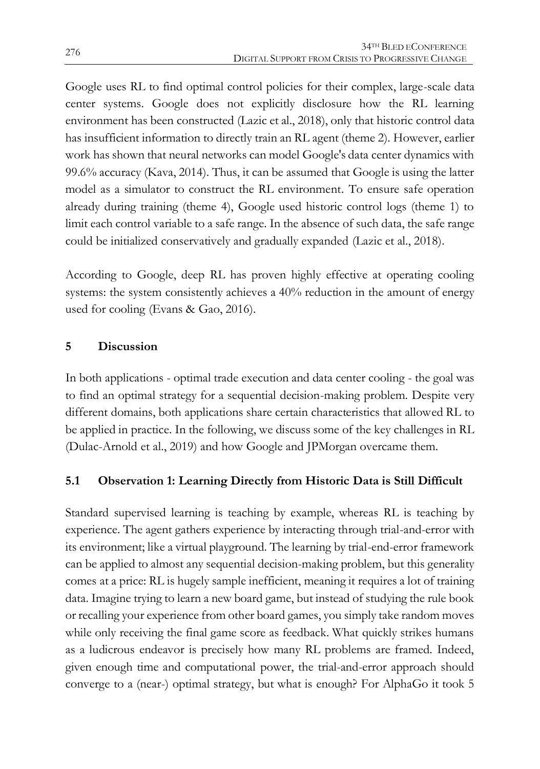Google uses RL to find optimal control policies for their complex, large-scale data center systems. Google does not explicitly disclosure how the RL learning environment has been constructed (Lazic et al., 2018), only that historic control data has insufficient information to directly train an RL agent (theme 2). However, earlier work has shown that neural networks can model Google's data center dynamics with 99.6% accuracy (Kava, 2014). Thus, it can be assumed that Google is using the latter model as a simulator to construct the RL environment. To ensure safe operation already during training (theme 4), Google used historic control logs (theme 1) to limit each control variable to a safe range. In the absence of such data, the safe range could be initialized conservatively and gradually expanded (Lazic et al., 2018).

According to Google, deep RL has proven highly effective at operating cooling systems: the system consistently achieves a 40% reduction in the amount of energy used for cooling (Evans & Gao, 2016).

## 5 Discussion

In both applications - optimal trade execution and data center cooling - the goal was to find an optimal strategy for a sequential decision-making problem. Despite very different domains, both applications share certain characteristics that allowed RL to be applied in practice. In the following, we discuss some of the key challenges in RL (Dulac-Arnold et al., 2019) and how Google and JPMorgan overcame them.

### 5.1 Observation 1: Learning Directly from Historic Data is Still Difficult

Standard supervised learning is teaching by example, whereas RL is teaching by experience. The agent gathers experience by interacting through trial-and-error with its environment; like a virtual playground. The learning by trial-end-error framework can be applied to almost any sequential decision-making problem, but this generality comes at a price: RL is hugely sample inefficient, meaning it requires a lot of training data. Imagine trying to learn a new board game, but instead of studying the rule book or recalling your experience from other board games, you simply take random moves while only receiving the final game score as feedback. What quickly strikes humans as a ludicrous endeavor is precisely how many RL problems are framed. Indeed, given enough time and computational power, the trial-and-error approach should converge to a (near-) optimal strategy, but what is enough? For AlphaGo it took 5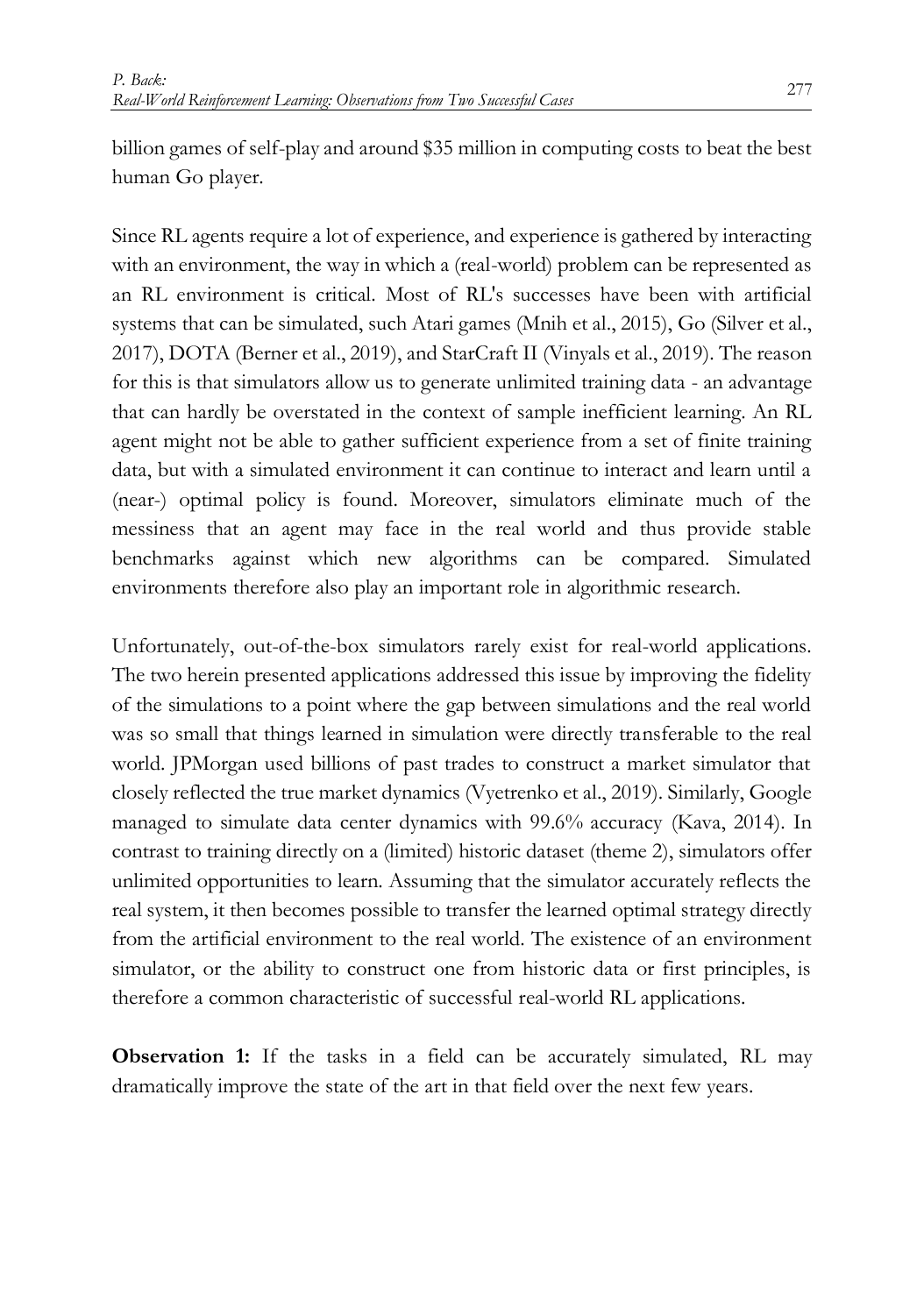billion games of self-play and around $35 million in computing costs to beat the best human Go player.

Since RL agents require a lot of experience, and experience is gathered by interacting with an environment, the way in which a (real-world) problem can be represented as an RL environment is critical. Most of RL's successes have been with artificial systems that can be simulated, such Atari games (Mnih et al., 2015), Go (Silver et al., 2017), DOTA (Berner et al., 2019), and StarCraft II (Vinyals et al., 2019). The reason for this is that simulators allow us to generate unlimited training data - an advantage that can hardly be overstated in the context of sample inefficient learning. An RL agent might not be able to gather sufficient experience from a set of finite training data, but with a simulated environment it can continue to interact and learn until a (near-) optimal policy is found. Moreover, simulators eliminate much of the messiness that an agent may face in the real world and thus provide stable benchmarks against which new algorithms can be compared. Simulated environments therefore also play an important role in algorithmic research.

Unfortunately, out-of-the-box simulators rarely exist for real-world applications. The two herein presented applications addressed this issue by improving the fidelity of the simulations to a point where the gap between simulations and the real world was so small that things learned in simulation were directly transferable to the real world. JPMorgan used billions of past trades to construct a market simulator that closely reflected the true market dynamics (Vyetrenko et al., 2019). Similarly, Google managed to simulate data center dynamics with 99.6% accuracy (Kava, 2014). In contrast to training directly on a (limited) historic dataset (theme 2), simulators offer unlimited opportunities to learn. Assuming that the simulator accurately reflects the real system, it then becomes possible to transfer the learned optimal strategy directly from the artificial environment to the real world. The existence of an environment simulator, or the ability to construct one from historic data or first principles, is therefore a common characteristic of successful real-world RL applications.

**Observation 1:** If the tasks in a field can be accurately simulated, RL may dramatically improve the state of the art in that field over the next few years.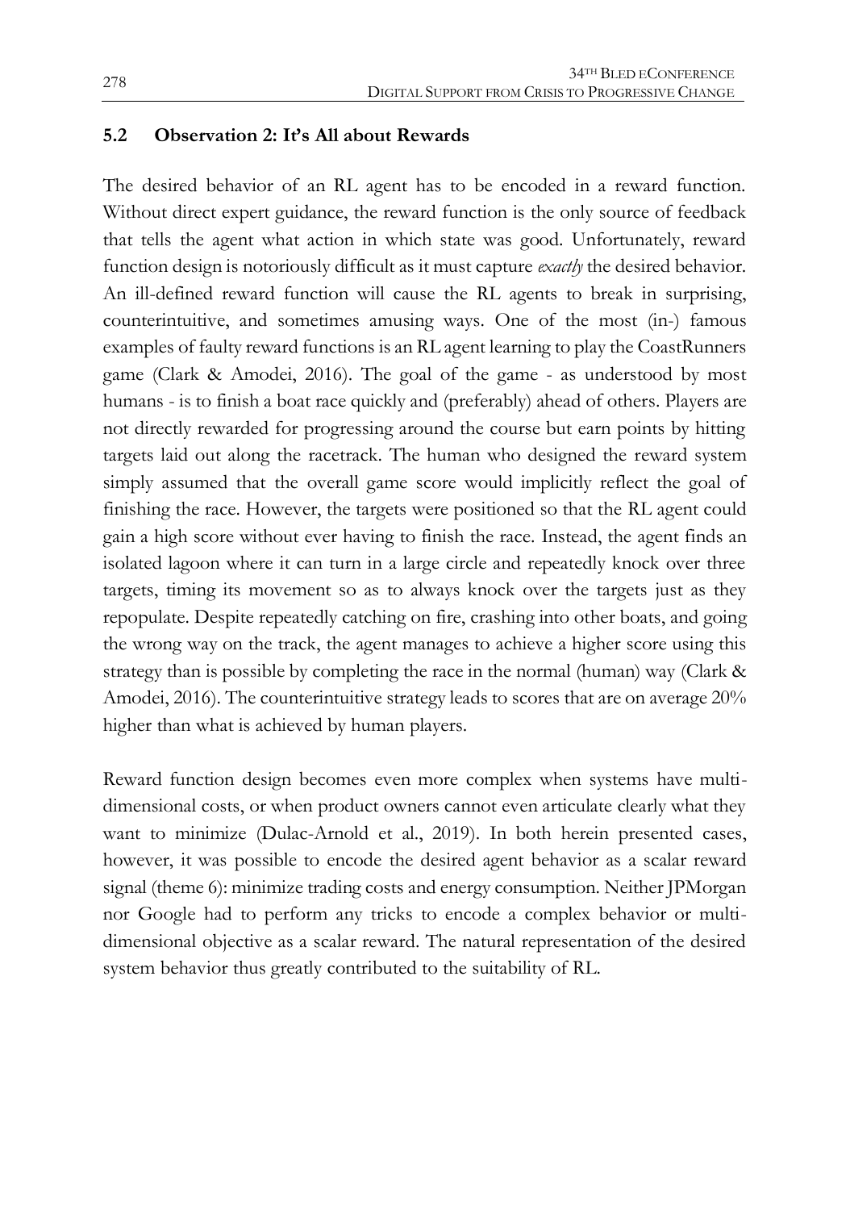### 5.2 Observation 2: It's All about Rewards

The desired behavior of an RL agent has to be encoded in a reward function. Without direct expert guidance, the reward function is the only source of feedback that tells the agent what action in which state was good. Unfortunately, reward function design is notoriously difficult as it must capture *exactly* the desired behavior. An ill-defined reward function will cause the RL agents to break in surprising, counterintuitive, and sometimes amusing ways. One of the most (in-) famous examples of faulty reward functions is an RL agent learning to play the CoastRunners game (Clark & Amodei, 2016). The goal of the game - as understood by most humans - is to finish a boat race quickly and (preferably) ahead of others. Players are not directly rewarded for progressing around the course but earn points by hitting targets laid out along the racetrack. The human who designed the reward system simply assumed that the overall game score would implicitly reflect the goal of finishing the race. However, the targets were positioned so that the RL agent could gain a high score without ever having to finish the race. Instead, the agent finds an isolated lagoon where it can turn in a large circle and repeatedly knock over three targets, timing its movement so as to always knock over the targets just as they repopulate. Despite repeatedly catching on fire, crashing into other boats, and going the wrong way on the track, the agent manages to achieve a higher score using this strategy than is possible by completing the race in the normal (human) way (Clark & Amodei, 2016). The counterintuitive strategy leads to scores that are on average 20% higher than what is achieved by human players.

Reward function design becomes even more complex when systems have multi-dimensional costs, or when product owners cannot even articulate clearly what they want to minimize (Dulac-Arnold et al., 2019). In both herein presented cases, however, it was possible to encode the desired agent behavior as a scalar reward signal (theme 6): minimize trading costs and energy consumption. Neither JPMorgan nor Google had to perform any tricks to encode a complex behavior or multi-dimensional objective as a scalar reward. The natural representation of the desired system behavior thus greatly contributed to the suitability of RL.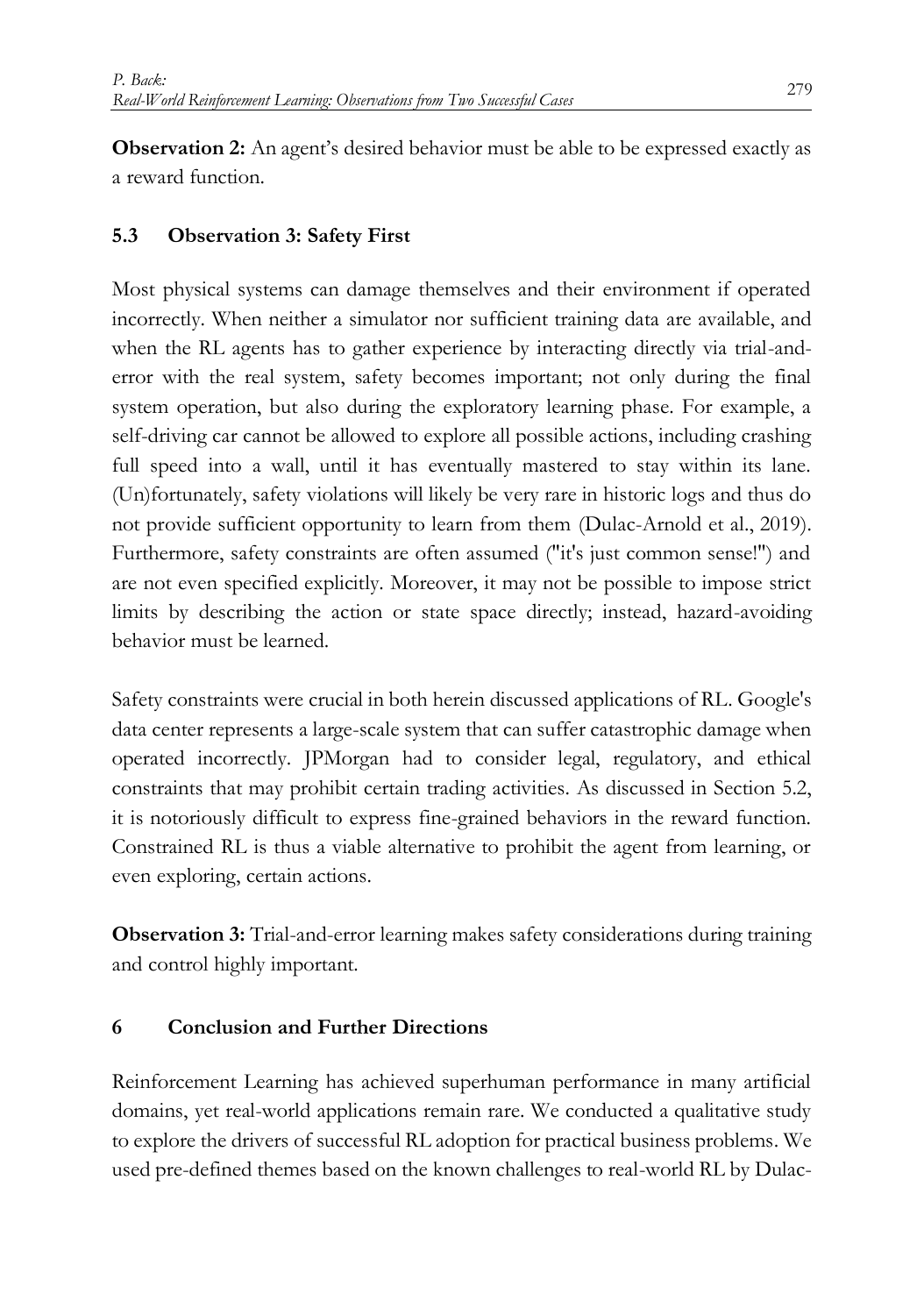**Observation 2:** An agent's desired behavior must be able to be expressed exactly as a reward function.

### 5.3 Observation 3: Safety First

Most physical systems can damage themselves and their environment if operated incorrectly. When neither a simulator nor sufficient training data are available, and when the RL agents has to gather experience by interacting directly via trial-and-error with the real system, safety becomes important; not only during the final system operation, but also during the exploratory learning phase. For example, a self-driving car cannot be allowed to explore all possible actions, including crashing full speed into a wall, until it has eventually mastered to stay within its lane. (Un)fortunately, safety violations will likely be very rare in historic logs and thus do not provide sufficient opportunity to learn from them (Dulac-Arnold et al., 2019). Furthermore, safety constraints are often assumed ("it's just common sense!") and are not even specified explicitly. Moreover, it may not be possible to impose strict limits by describing the action or state space directly; instead, hazard-avoiding behavior must be learned.

Safety constraints were crucial in both herein discussed applications of RL. Google's data center represents a large-scale system that can suffer catastrophic damage when operated incorrectly. JPMorgan had to consider legal, regulatory, and ethical constraints that may prohibit certain trading activities. As discussed in Section 5.2, it is notoriously difficult to express fine-grained behaviors in the reward function. Constrained RL is thus a viable alternative to prohibit the agent from learning, or even exploring, certain actions.

**Observation 3:** Trial-and-error learning makes safety considerations during training and control highly important.

## 6 Conclusion and Further Directions

Reinforcement Learning has achieved superhuman performance in many artificial domains, yet real-world applications remain rare. We conducted a qualitative study to explore the drivers of successful RL adoption for practical business problems. We used pre-defined themes based on the known challenges to real-world RL by Dulac-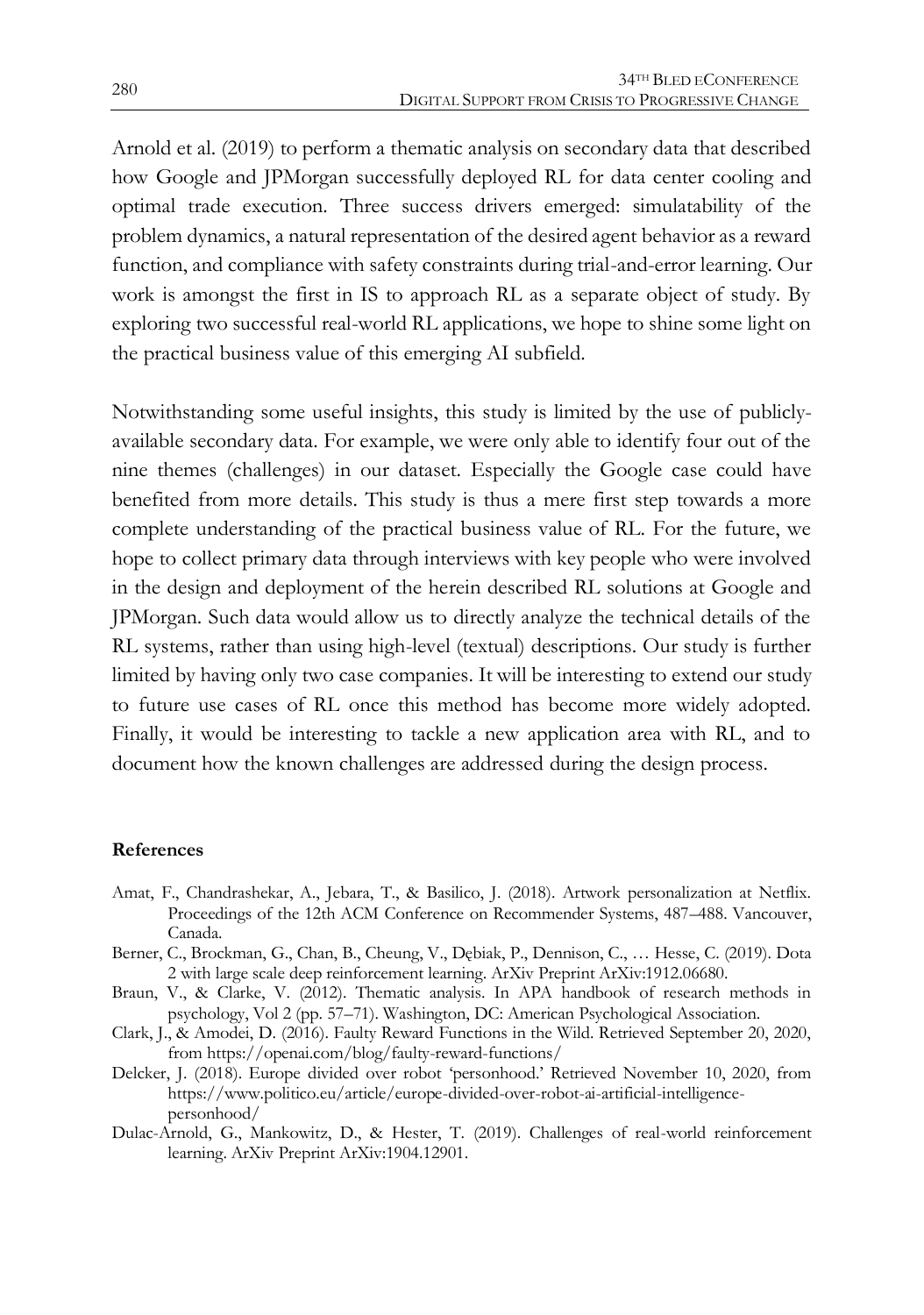Arnold et al. (2019) to perform a thematic analysis on secondary data that described how Google and JPMorgan successfully deployed RL for data center cooling and optimal trade execution. Three success drivers emerged: simulatability of the problem dynamics, a natural representation of the desired agent behavior as a reward function, and compliance with safety constraints during trial-and-error learning. Our work is amongst the first in IS to approach RL as a separate object of study. By exploring two successful real-world RL applications, we hope to shine some light on the practical business value of this emerging AI subfield.

Notwithstanding some useful insights, this study is limited by the use of publicly-available secondary data. For example, we were only able to identify four out of the nine themes (challenges) in our dataset. Especially the Google case could have benefited from more details. This study is thus a mere first step towards a more complete understanding of the practical business value of RL. For the future, we hope to collect primary data through interviews with key people who were involved in the design and deployment of the herein described RL solutions at Google and JPMorgan. Such data would allow us to directly analyze the technical details of the RL systems, rather than using high-level (textual) descriptions. Our study is further limited by having only two case companies. It will be interesting to extend our study to future use cases of RL once this method has become more widely adopted. Finally, it would be interesting to tackle a new application area with RL, and to document how the known challenges are addressed during the design process.

**References**

Amat, F., Chandrashekar, A., Jebara, T., & Basilico, J. (2018). Artwork personalization at Netflix. Proceedings of the 12th ACM Conference on Recommender Systems, 487–488. Vancouver, Canada.

Berner, C., Brockman, G., Chan, B., Cheung, V., Dębiak, P., Dennison, C., … Hesse, C. (2019). Dota 2 with large scale deep reinforcement learning. ArXiv Preprint ArXiv:1912.06680.

Braun, V., & Clarke, V. (2012). Thematic analysis. In APA handbook of research methods in psychology, Vol 2 (pp. 57–71). Washington, DC: American Psychological Association.

Clark, J., & Amodei, D. (2016). Faulty Reward Functions in the Wild. Retrieved September 20, 2020, from https://openai.com/blog/faulty-reward-functions/

Delcker, J. (2018). Europe divided over robot 'personhood.' Retrieved November 10, 2020, from https://www.politico.eu/article/europe-divided-over-robot-ai-artificial-intelligence-personhood/

Dulac-Arnold, G., Mankowitz, D., & Hester, T. (2019). Challenges of real-world reinforcement learning. ArXiv Preprint ArXiv:1904.12901.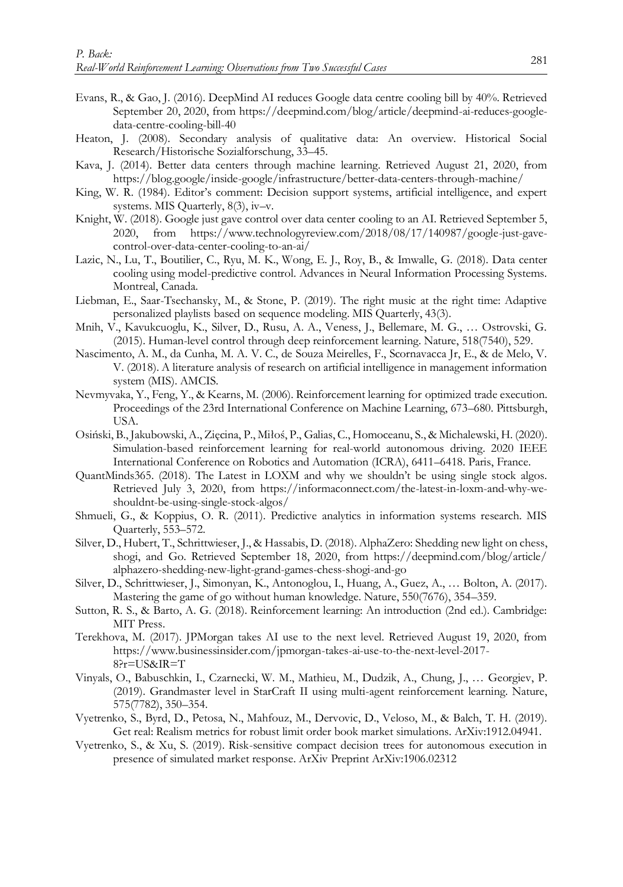Evans, R., & Gao, J. (2016). DeepMind AI reduces Google data centre cooling bill by 40%. Retrieved September 20, 2020, from https://deepmind.com/blog/article/deepmind-ai-reduces-google-data-centre-cooling-bill-40

Heaton, J. (2008). Secondary analysis of qualitative data: An overview. Historical Social Research/Historische Sozialforschung, 33–45.

Kava, J. (2014). Better data centers through machine learning. Retrieved August 21, 2020, from https://blog.google/inside-google/infrastructure/better-data-centers-through-machine/

King, W. R. (1984). Editor's comment: Decision support systems, artificial intelligence, and expert systems. MIS Quarterly, 8(3), iv–v.

Knight, W. (2018). Google just gave control over data center cooling to an AI. Retrieved September 5, 2020, from https://www.technologyreview.com/2018/08/17/140987/google-just-gave-control-over-data-center-cooling-to-an-ai/

Lazic, N., Lu, T., Boutilier, C., Ryu, M. K., Wong, E. J., Roy, B., & Imwalle, G. (2018). Data center cooling using model-predictive control. Advances in Neural Information Processing Systems. Montreal, Canada.

Liebman, E., Saar-Tsechansky, M., & Stone, P. (2019). The right music at the right time: Adaptive personalized playlists based on sequence modeling. MIS Quarterly, 43(3).

Mnih, V., Kavukcuoglu, K., Silver, D., Rusu, A. A., Veness, J., Bellemare, M. G., … Ostrovski, G. (2015). Human-level control through deep reinforcement learning. Nature, 518(7540), 529.

Nascimento, A. M., da Cunha, M. A. V. C., de Souza Meirelles, F., Scornavacca Jr, E., & de Melo, V. V. (2018). A literature analysis of research on artificial intelligence in management information system (MIS). AMCIS.

Nevmyvaka, Y., Feng, Y., & Kearns, M. (2006). Reinforcement learning for optimized trade execution. Proceedings of the 23rd International Conference on Machine Learning, 673–680. Pittsburgh, USA.

Osiński, B., Jakubowski, A., Zięcina, P., Miłoś, P., Galias, C., Homoceanu, S., & Michalewski, H. (2020). Simulation-based reinforcement learning for real-world autonomous driving. 2020 IEEE International Conference on Robotics and Automation (ICRA), 6411–6418. Paris, France.

QuantMinds365. (2018). The Latest in LOXM and why we shouldn't be using single stock algos. Retrieved July 3, 2020, from https://informaconnect.com/the-latest-in-loxm-and-why-we-shouldnt-be-using-single-stock-algos/

Shmueli, G., & Koppius, O. R. (2011). Predictive analytics in information systems research. MIS Quarterly, 553–572.

Silver, D., Hubert, T., Schrittwieser, J., & Hassabis, D. (2018). AlphaZero: Shedding new light on chess, shogi, and Go. Retrieved September 18, 2020, from https://deepmind.com/blog/article/alphazero-shedding-new-light-grand-games-chess-shogi-and-go

Silver, D., Schrittwieser, J., Simonyan, K., Antonoglou, I., Huang, A., Guez, A., … Bolton, A. (2017). Mastering the game of go without human knowledge. Nature, 550(7676), 354–359.

Sutton, R. S., & Barto, A. G. (2018). Reinforcement learning: An introduction (2nd ed.). Cambridge: MIT Press.

Terekhova, M. (2017). JPMorgan takes AI use to the next level. Retrieved August 19, 2020, from https://www.businessinsider.com/jpmorgan-takes-ai-use-to-the-next-level-2017-8?r=US&IR=T

Vinyals, O., Babuschkin, I., Czarnecki, W. M., Mathieu, M., Dudzik, A., Chung, J., … Georgiev, P. (2019). Grandmaster level in StarCraft II using multi-agent reinforcement learning. Nature, 575(7782), 350–354.

Vyetrenko, S., Byrd, D., Petosa, N., Mahfouz, M., Dervovic, D., Veloso, M., & Balch, T. H. (2019). Get real: Realism metrics for robust limit order book market simulations. ArXiv:1912.04941.

Vyetrenko, S., & Xu, S. (2019). Risk-sensitive compact decision trees for autonomous execution in presence of simulated market response. ArXiv Preprint ArXiv:1906.02312